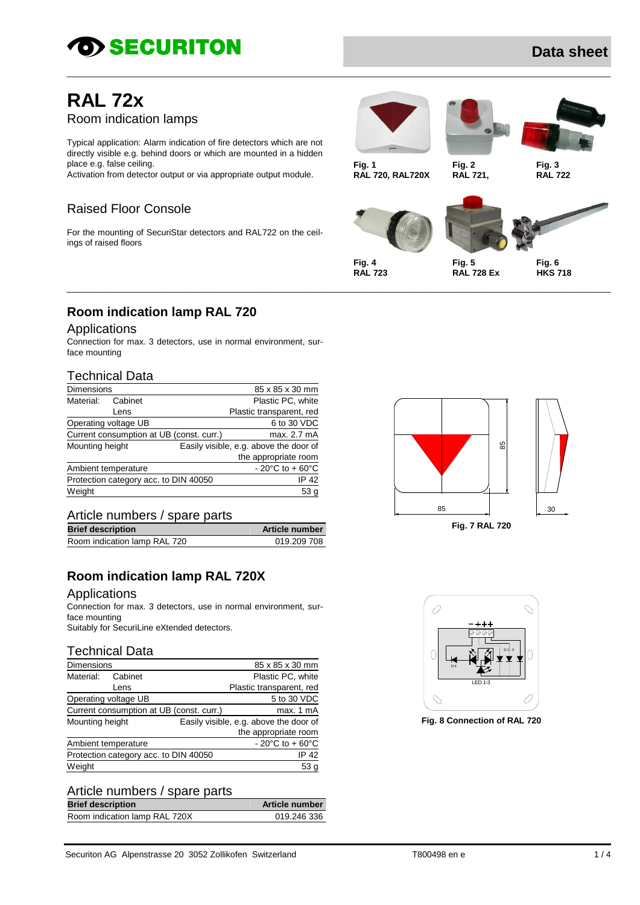# RAL 72x

Room indication lamps

Typical application: Alarm indication of fire detectors which are not directly visible e.g. behind doors or which are mounted in a hidden place e.g. false ceiling.
Activation from detector output or via appropriate output module.

## Raised Floor Console

For the mounting of SecuriStar detectors and RAL722 on the ceilings of raised floors

**Fig. 1**
**RAL 720, RAL720X**

**Fig. 2**
**RAL 721,**

**Fig. 3**
**RAL 722**

**Fig. 4**
**RAL 723**

**Fig. 5**
**RAL 728 Ex**

**Fig. 6**
**HKS 718**

## Room indication lamp RAL 720

### Applications

Connection for max. 3 detectors, use in normal environment, surface mounting

### Technical Data

| | |
|---|---|
| Dimensions | 85 x 85 x 30 mm |
| Material: Cabinet | Plastic PC, white |
| Lens | Plastic transparent, red |
| Operating voltage UB | 6 to 30 VDC |
| Current consumption at UB (const. curr.) | max. 2.7 mA |
| Mounting height | Easily visible, e.g. above the door of the appropriate room |
| Ambient temperature | - 20°C to + 60°C |
| Protection category acc. to DIN 40050 | IP 42 |
| Weight | 53 g |

### Article numbers / spare parts

| Brief description | Article number |
|---|---|
| Room indication lamp RAL 720 | 019.209 708 |

**Fig. 7 RAL 720**

**Fig. 8 Connection of RAL 720**

## Room indication lamp RAL 720X

### Applications

Connection for max. 3 detectors, use in normal environment, surface mounting
Suitably for SecuriLine eXtended detectors.

### Technical Data

| | |
|---|---|
| Dimensions | 85 x 85 x 30 mm |
| Material: Cabinet | Plastic PC, white |
| Lens | Plastic transparent, red |
| Operating voltage UB | 5 to 30 VDC |
| Current consumption at UB (const. curr.) | max. 1 mA |
| Mounting height | Easily visible, e.g. above the door of the appropriate room |
| Ambient temperature | - 20°C to + 60°C |
| Protection category acc. to DIN 40050 | IP 42 |
| Weight | 53 g |

### Article numbers / spare parts

| Brief description | Article number |
|---|---|
| Room indication lamp RAL 720X | 019.246 336 |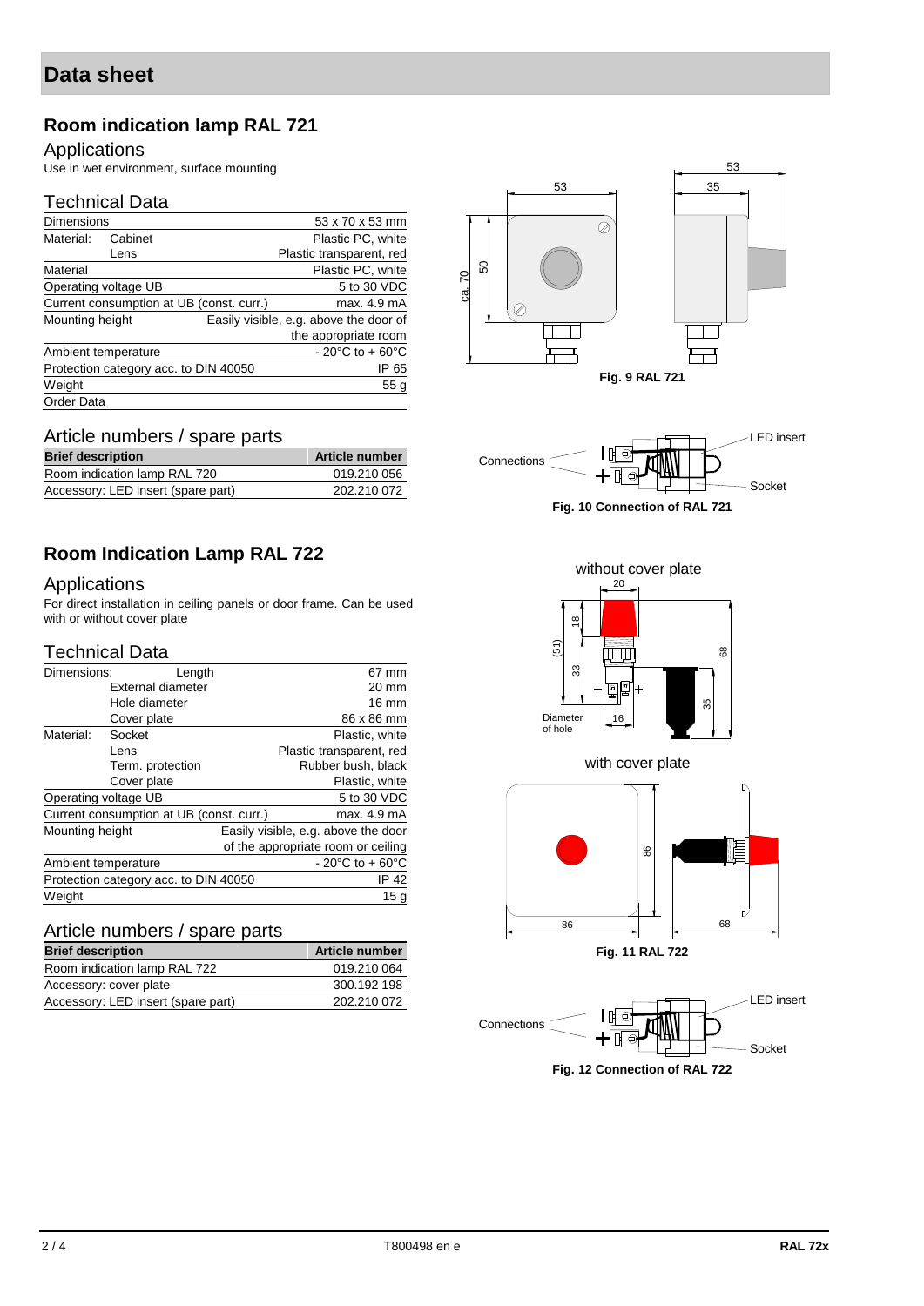# Data sheet

## Room indication lamp RAL 721

### Applications

Use in wet environment, surface mounting

### Technical Data

| Dimensions | | 53 x 70 x 53 mm |
|---|---|---|
| Material: | Cabinet | Plastic PC, white |
| | Lens | Plastic transparent, red |
| Material | | Plastic PC, white |
| Operating voltage UB | | 5 to 30 VDC |
| Current consumption at UB (const. curr.) | | max. 4.9 mA |
| Mounting height | | Easily visible, e.g. above the door of the appropriate room |
| Ambient temperature | | - 20°C to + 60°C |
| Protection category acc. to DIN 40050 | | IP 65 |
| Weight | | 55 g |
| Order Data | | |

### Article numbers / spare parts

| Brief description | Article number |
|---|---|
| Room indication lamp RAL 720 | 019.210 056 |
| Accessory: LED insert (spare part) | 202.210 072 |

**Fig. 9 RAL 721**

**Fig. 10 Connection of RAL 721**

## Room Indication Lamp RAL 722

### Applications

For direct installation in ceiling panels or door frame. Can be used with or without cover plate

### Technical Data

| Dimensions: | Length | 67 mm |
|---|---|---|
| | External diameter | 20 mm |
| | Hole diameter | 16 mm |
| | Cover plate | 86 x 86 mm |
| Material: | Socket | Plastic, white |
| | Lens | Plastic transparent, red |
| | Term. protection | Rubber bush, black |
| | Cover plate | Plastic, white |
| Operating voltage UB | | 5 to 30 VDC |
| Current consumption at UB (const. curr.) | | max. 4.9 mA |
| Mounting height | | Easily visible, e.g. above the door of the appropriate room or ceiling |
| Ambient temperature | | - 20°C to + 60°C |
| Protection category acc. to DIN 40050 | | IP 42 |
| Weight | | 15 g |

### Article numbers / spare parts

| Brief description | Article number |
|---|---|
| Room indication lamp RAL 722 | 019.210 064 |
| Accessory: cover plate | 300.192 198 |
| Accessory: LED insert (spare part) | 202.210 072 |

**Fig. 11 RAL 722**

**Fig. 12 Connection of RAL 722**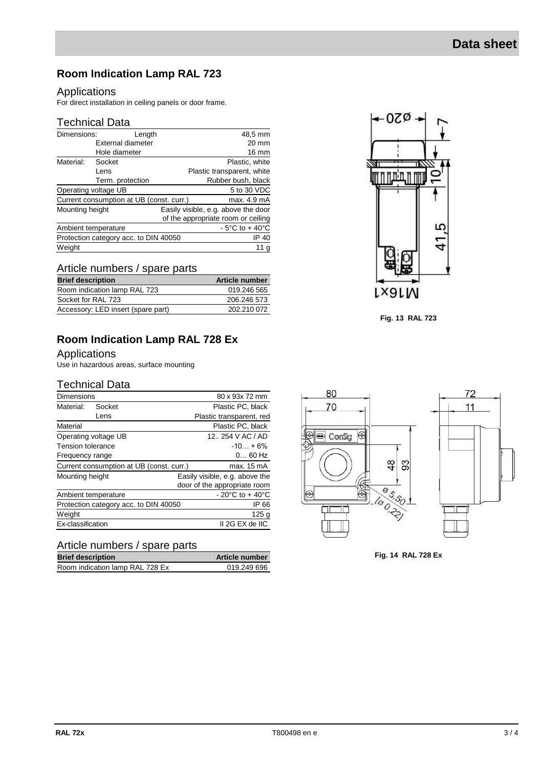## Room Indication Lamp RAL 723

### Applications

For direct installation in ceiling panels or door frame.

### Technical Data

| | | |
|---|---|---|
| Dimensions: | Length | 48,5 mm |
| | External diameter | 20 mm |
| | Hole diameter | 16 mm |
| Material: | Socket | Plastic, white |
| | Lens | Plastic transparent, white |
| | Term. protection | Rubber bush, black |
| Operating voltage UB | | 5 to 30 VDC |
| Current consumption at UB (const. curr.) | | max. 4.9 mA |
| Mounting height | | Easily visible, e.g. above the door of the appropriate room or ceiling |
| Ambient temperature | | - 5°C to + 40°C |
| Protection category acc. to DIN 40050 | | IP 40 |
| Weight | | 11 g |

### Article numbers / spare parts

| Brief description | Article number |
|---|---|
| Room indication lamp RAL 723 | 019.246 565 |
| Socket for RAL 723 | 206.246 573 |
| Accessory: LED insert (spare part) | 202.210 072 |

**Fig. 13 RAL 723**

## Room Indication Lamp RAL 728 Ex

### Applications

Use in hazardous areas, surface mounting

### Technical Data

| | | |
|---|---|---|
| Dimensions | | 80 x 93x 72 mm |
| Material: | Socket | Plastic PC, black |
| | Lens | Plastic transparent, red |
| Material | | Plastic PC, black |
| Operating voltage UB | | 12.. 254 V AC / AD |
| Tension tolerance | | -10… + 6% |
| Frequency range | | 0… 60 Hz |
| Current consumption at UB (const. curr.) | | max. 15 mA |
| Mounting height | | Easily visible, e.g. above the door of the appropriate room |
| Ambient temperature | | - 20°C to + 40°C |
| Protection category acc. to DIN 40050 | | IP 66 |
| Weight | | 125 g |
| Ex-classification | | II 2G EX de IIC |

### Article numbers / spare parts

| Brief description | Article number |
|---|---|
| Room indication lamp RAL 728 Ex | 019.249 696 |

**Fig. 14 RAL 728 Ex**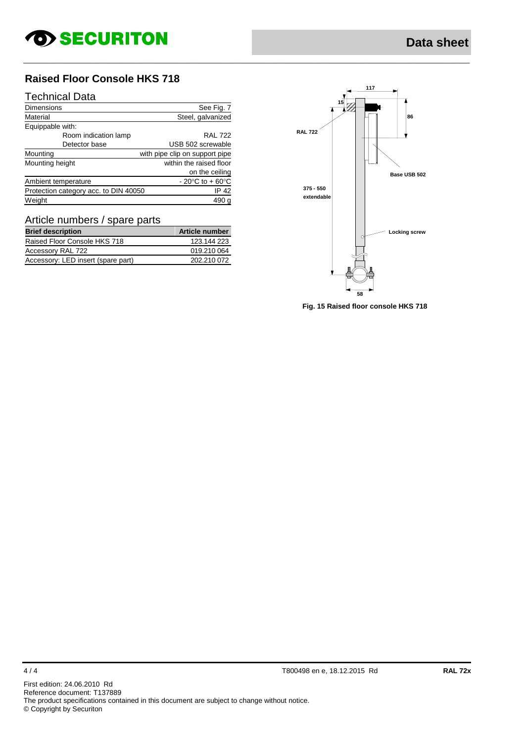# Raised Floor Console HKS 718

## Technical Data

| | |
|---|---|
| Dimensions | See Fig. 7 |
| Material | Steel, galvanized |
| Equippable with: | |
| Room indication lamp | RAL 722 |
| Detector base | USB 502 screwable |
| Mounting | with pipe clip on support pipe |
| Mounting height | within the raised floor on the ceiling |
| Ambient temperature | - 20°C to + 60°C |
| Protection category acc. to DIN 40050 | IP 42 |
| Weight | 490 g |

## Article numbers / spare parts

| Brief description | Article number |
|---|---|
| Raised Floor Console HKS 718 | 123.144 223 |
| Accessory RAL 722 | 019.210 064 |
| Accessory: LED insert (spare part) | 202.210 072 |

117
15
86
RAL 722
Base USB 502
375 - 550
extendable
Locking screw
58

**Fig. 15 Raised floor console HKS 718**

First edition: 24.06.2010 Rd
Reference document: T137889
The product specifications contained in this document are subject to change without notice.
© Copyright by Securiton